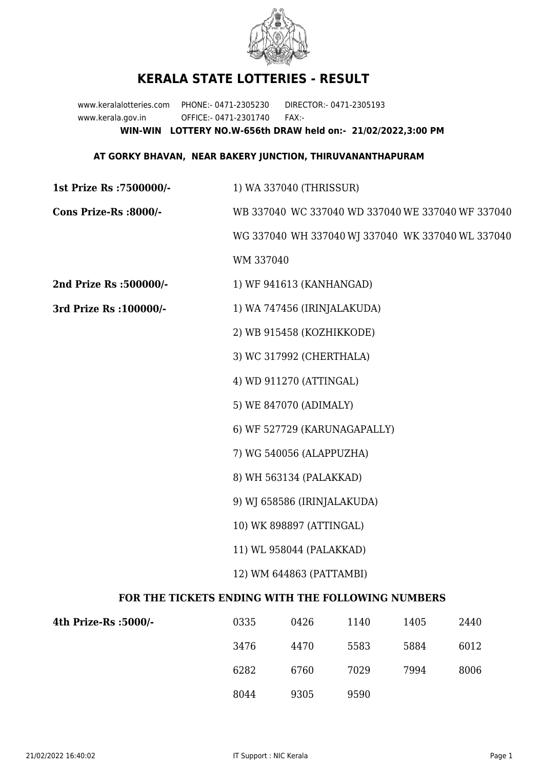# KERALA STATE LOTTERIES - RESULT

www.keralalotteries.com PHONE:- 0471-2305230 DIRECTOR:- 0471-2305193
www.kerala.gov.in OFFICE:- 0471-2301740 FAX:-

**WIN-WIN LOTTERY NO.W-656th DRAW held on:- 21/02/2022,3:00 PM**

**AT GORKY BHAVAN, NEAR BAKERY JUNCTION, THIRUVANANTHAPURAM**

**1st Prize Rs :7500000/-** 1) WA 337040 (THRISSUR)

**Cons Prize-Rs :8000/-** WB 337040 WC 337040 WD 337040 WE 337040 WF 337040 WG 337040 WH 337040 WJ 337040 WK 337040 WL 337040 WM 337040

**2nd Prize Rs :500000/-** 1) WF 941613 (KANHANGAD)

**3rd Prize Rs :100000/-**

1) WA 747456 (IRINJALAKUDA)
2) WB 915458 (KOZHIKKODE)
3) WC 317992 (CHERTHALA)
4) WD 911270 (ATTINGAL)
5) WE 847070 (ADIMALY)
6) WF 527729 (KARUNAGAPALLY)
7) WG 540056 (ALAPPUZHA)
8) WH 563134 (PALAKKAD)
9) WJ 658586 (IRINJALAKUDA)
10) WK 898897 (ATTINGAL)
11) WL 958044 (PALAKKAD)
12) WM 644863 (PATTAMBI)

**FOR THE TICKETS ENDING WITH THE FOLLOWING NUMBERS**

**4th Prize-Rs :5000/-**

| | | | | |
|---|---|---|---|---|
| 0335 | 0426 | 1140 | 1405 | 2440 |
| 3476 | 4470 | 5583 | 5884 | 6012 |
| 6282 | 6760 | 7029 | 7994 | 8006 |
| 8044 | 9305 | 9590 | | |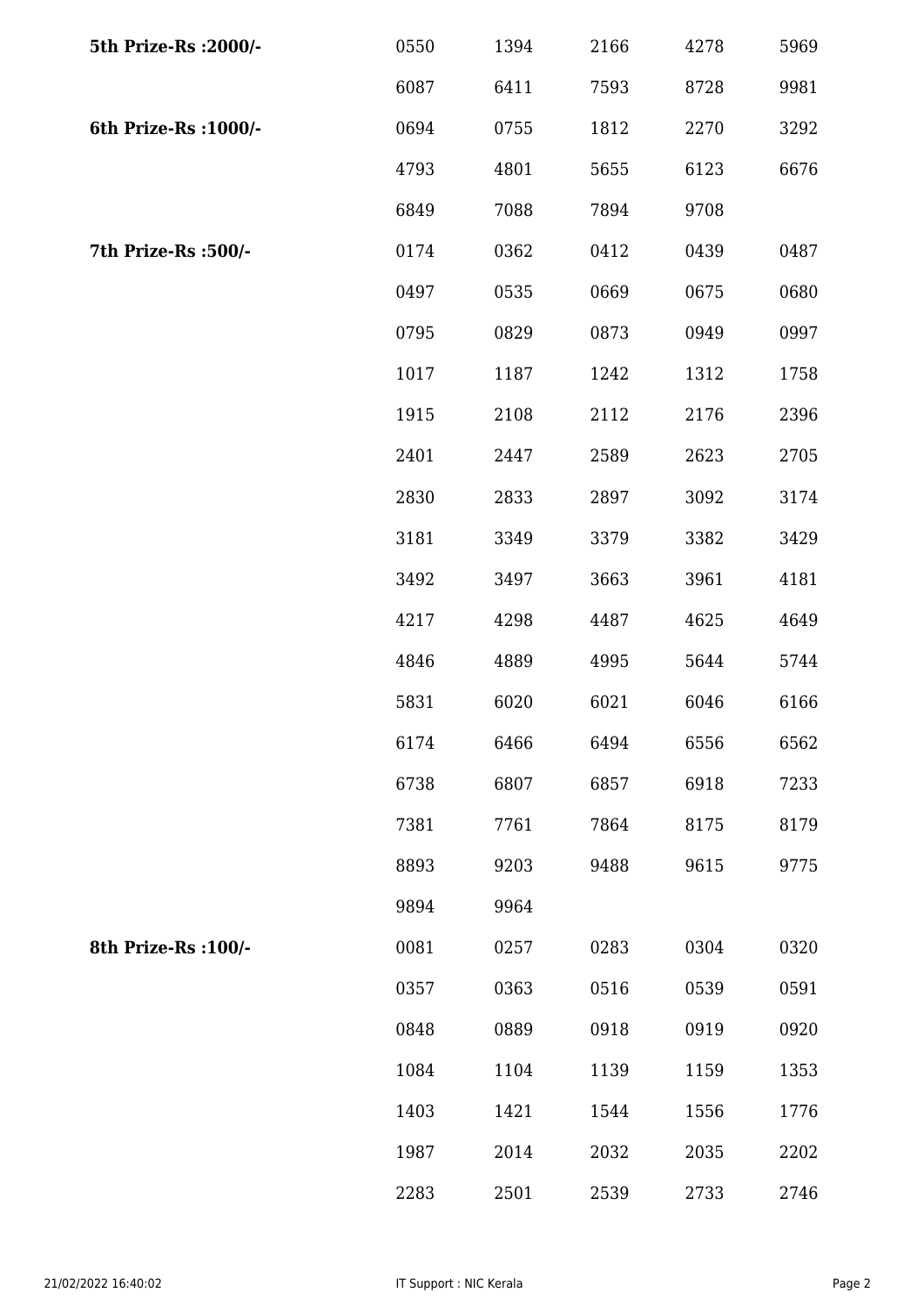| | | | | | |
|---|---|---|---|---|---|
| **5th Prize-Rs :2000/-** | 0550 | 1394 | 2166 | 4278 | 5969 |
| | 6087 | 6411 | 7593 | 8728 | 9981 |
| **6th Prize-Rs :1000/-** | 0694 | 0755 | 1812 | 2270 | 3292 |
| | 4793 | 4801 | 5655 | 6123 | 6676 |
| | 6849 | 7088 | 7894 | 9708 | |
| **7th Prize-Rs :500/-** | 0174 | 0362 | 0412 | 0439 | 0487 |
| | 0497 | 0535 | 0669 | 0675 | 0680 |
| | 0795 | 0829 | 0873 | 0949 | 0997 |
| | 1017 | 1187 | 1242 | 1312 | 1758 |
| | 1915 | 2108 | 2112 | 2176 | 2396 |
| | 2401 | 2447 | 2589 | 2623 | 2705 |
| | 2830 | 2833 | 2897 | 3092 | 3174 |
| | 3181 | 3349 | 3379 | 3382 | 3429 |
| | 3492 | 3497 | 3663 | 3961 | 4181 |
| | 4217 | 4298 | 4487 | 4625 | 4649 |
| | 4846 | 4889 | 4995 | 5644 | 5744 |
| | 5831 | 6020 | 6021 | 6046 | 6166 |
| | 6174 | 6466 | 6494 | 6556 | 6562 |
| | 6738 | 6807 | 6857 | 6918 | 7233 |
| | 7381 | 7761 | 7864 | 8175 | 8179 |
| | 8893 | 9203 | 9488 | 9615 | 9775 |
| | 9894 | 9964 | | | |
| **8th Prize-Rs :100/-** | 0081 | 0257 | 0283 | 0304 | 0320 |
| | 0357 | 0363 | 0516 | 0539 | 0591 |
| | 0848 | 0889 | 0918 | 0919 | 0920 |
| | 1084 | 1104 | 1139 | 1159 | 1353 |
| | 1403 | 1421 | 1544 | 1556 | 1776 |
| | 1987 | 2014 | 2032 | 2035 | 2202 |
| | 2283 | 2501 | 2539 | 2733 | 2746 |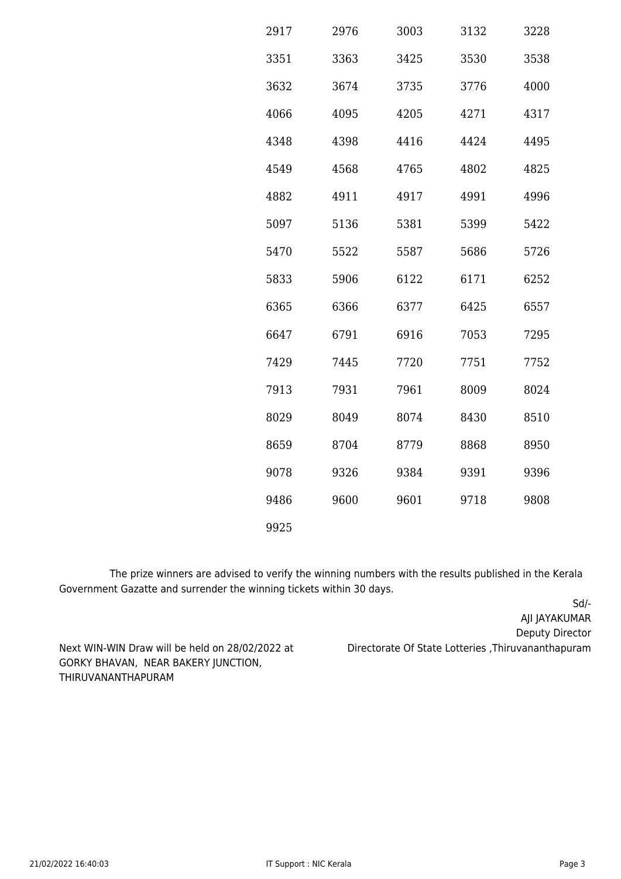| | | | | |
|---|---|---|---|---|
| 2917 | 2976 | 3003 | 3132 | 3228 |
| 3351 | 3363 | 3425 | 3530 | 3538 |
| 3632 | 3674 | 3735 | 3776 | 4000 |
| 4066 | 4095 | 4205 | 4271 | 4317 |
| 4348 | 4398 | 4416 | 4424 | 4495 |
| 4549 | 4568 | 4765 | 4802 | 4825 |
| 4882 | 4911 | 4917 | 4991 | 4996 |
| 5097 | 5136 | 5381 | 5399 | 5422 |
| 5470 | 5522 | 5587 | 5686 | 5726 |
| 5833 | 5906 | 6122 | 6171 | 6252 |
| 6365 | 6366 | 6377 | 6425 | 6557 |
| 6647 | 6791 | 6916 | 7053 | 7295 |
| 7429 | 7445 | 7720 | 7751 | 7752 |
| 7913 | 7931 | 7961 | 8009 | 8024 |
| 8029 | 8049 | 8074 | 8430 | 8510 |
| 8659 | 8704 | 8779 | 8868 | 8950 |
| 9078 | 9326 | 9384 | 9391 | 9396 |
| 9486 | 9600 | 9601 | 9718 | 9808 |
| 9925 | | | | |

The prize winners are advised to verify the winning numbers with the results published in the Kerala Government Gazatte and surrender the winning tickets within 30 days.

Sd/-
AJI JAYAKUMAR
Deputy Director
Directorate Of State Lotteries ,Thiruvananthapuram

Next WIN-WIN Draw will be held on 28/02/2022 at GORKY BHAVAN, NEAR BAKERY JUNCTION, THIRUVANANTHAPURAM

21/02/2022 16:40:03

IT Support : NIC Kerala